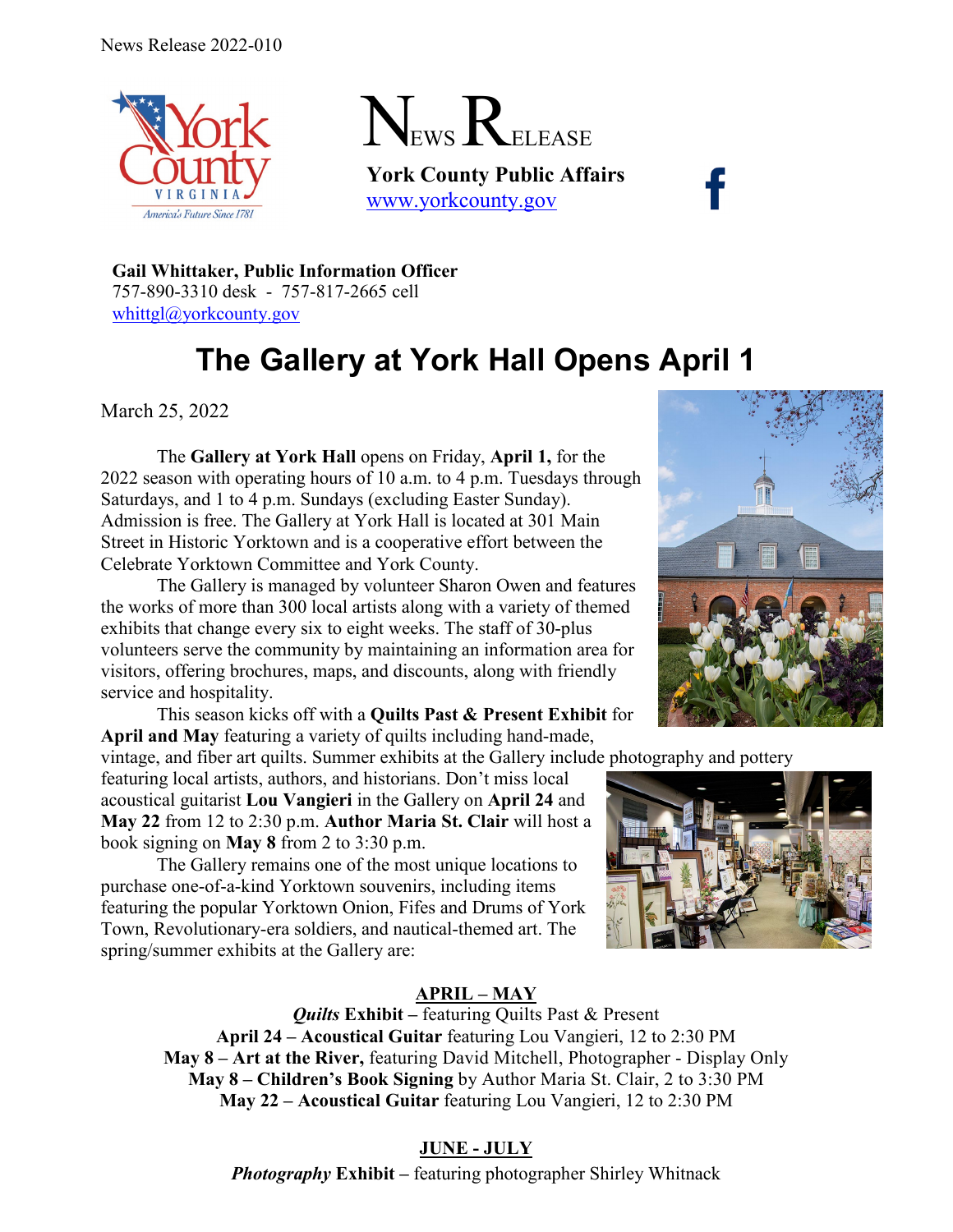News Release 2022-010

York County VIRGINIA America's Future Since 1781

# NEWS RELEASE

**York County Public Affairs**
www.yorkcounty.gov

**Gail Whittaker, Public Information Officer**
757-890-3310 desk - 757-817-2665 cell
whittgl@yorkcounty.gov

# The Gallery at York Hall Opens April 1

March 25, 2022

The **Gallery at York Hall** opens on Friday, **April 1,** for the 2022 season with operating hours of 10 a.m. to 4 p.m. Tuesdays through Saturdays, and 1 to 4 p.m. Sundays (excluding Easter Sunday). Admission is free. The Gallery at York Hall is located at 301 Main Street in Historic Yorktown and is a cooperative effort between the Celebrate Yorktown Committee and York County.

The Gallery is managed by volunteer Sharon Owen and features the works of more than 300 local artists along with a variety of themed exhibits that change every six to eight weeks. The staff of 30-plus volunteers serve the community by maintaining an information area for visitors, offering brochures, maps, and discounts, along with friendly service and hospitality.

This season kicks off with a **Quilts Past & Present Exhibit** for **April and May** featuring a variety of quilts including hand-made, vintage, and fiber art quilts. Summer exhibits at the Gallery include photography and pottery featuring local artists, authors, and historians. Don't miss local acoustical guitarist **Lou Vangieri** in the Gallery on **April 24** and **May 22** from 12 to 2:30 p.m. **Author Maria St. Clair** will host a book signing on **May 8** from 2 to 3:30 p.m.

The Gallery remains one of the most unique locations to purchase one-of-a-kind Yorktown souvenirs, including items featuring the popular Yorktown Onion, Fifes and Drums of York Town, Revolutionary-era soldiers, and nautical-themed art. The spring/summer exhibits at the Gallery are:

**APRIL – MAY**

***Quilts* Exhibit –** featuring Quilts Past & Present
**April 24 – Acoustical Guitar** featuring Lou Vangieri, 12 to 2:30 PM
**May 8 – Art at the River,** featuring David Mitchell, Photographer - Display Only
**May 8 – Children's Book Signing** by Author Maria St. Clair, 2 to 3:30 PM
**May 22 – Acoustical Guitar** featuring Lou Vangieri, 12 to 2:30 PM

**JUNE - JULY**

***Photography* Exhibit –** featuring photographer Shirley Whitnack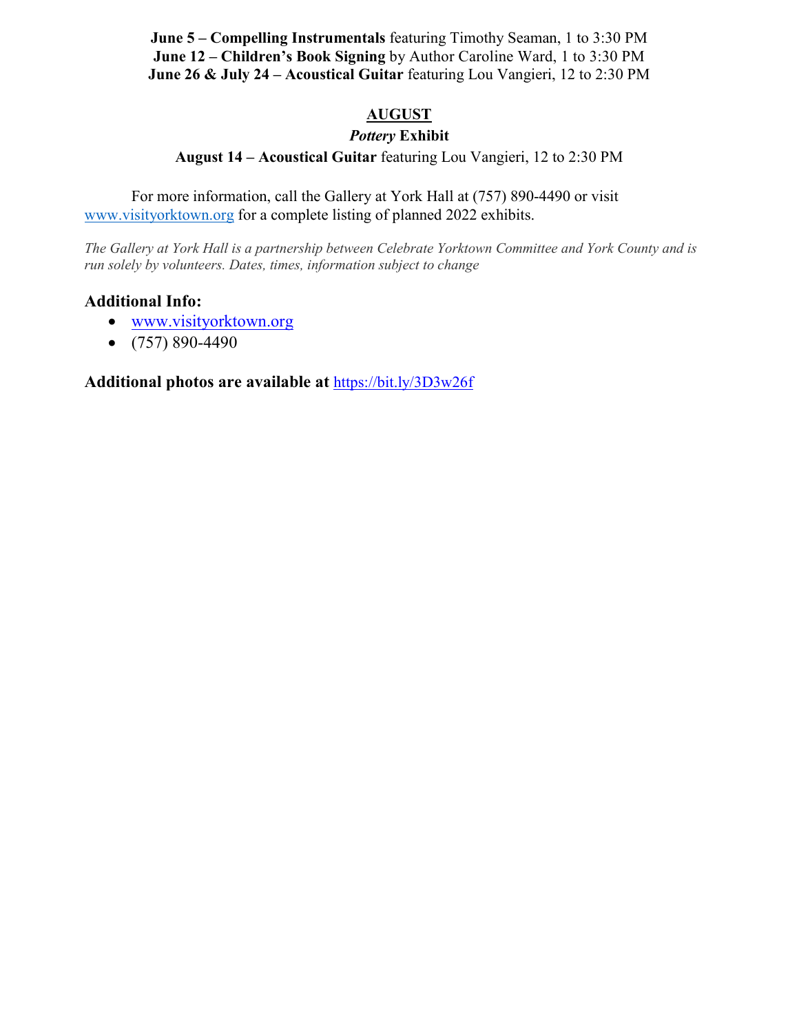**June 5 – Compelling Instrumentals** featuring Timothy Seaman, 1 to 3:30 PM
**June 12 – Children's Book Signing** by Author Caroline Ward, 1 to 3:30 PM
**June 26 & July 24 – Acoustical Guitar** featuring Lou Vangieri, 12 to 2:30 PM

## AUGUST

***Pottery* Exhibit**

**August 14 – Acoustical Guitar** featuring Lou Vangieri, 12 to 2:30 PM

For more information, call the Gallery at York Hall at (757) 890-4490 or visit www.visityorktown.org for a complete listing of planned 2022 exhibits.

*The Gallery at York Hall is a partnership between Celebrate Yorktown Committee and York County and is run solely by volunteers. Dates, times, information subject to change*

### Additional Info:

- www.visityorktown.org
- (757) 890-4490

**Additional photos are available at** https://bit.ly/3D3w26f